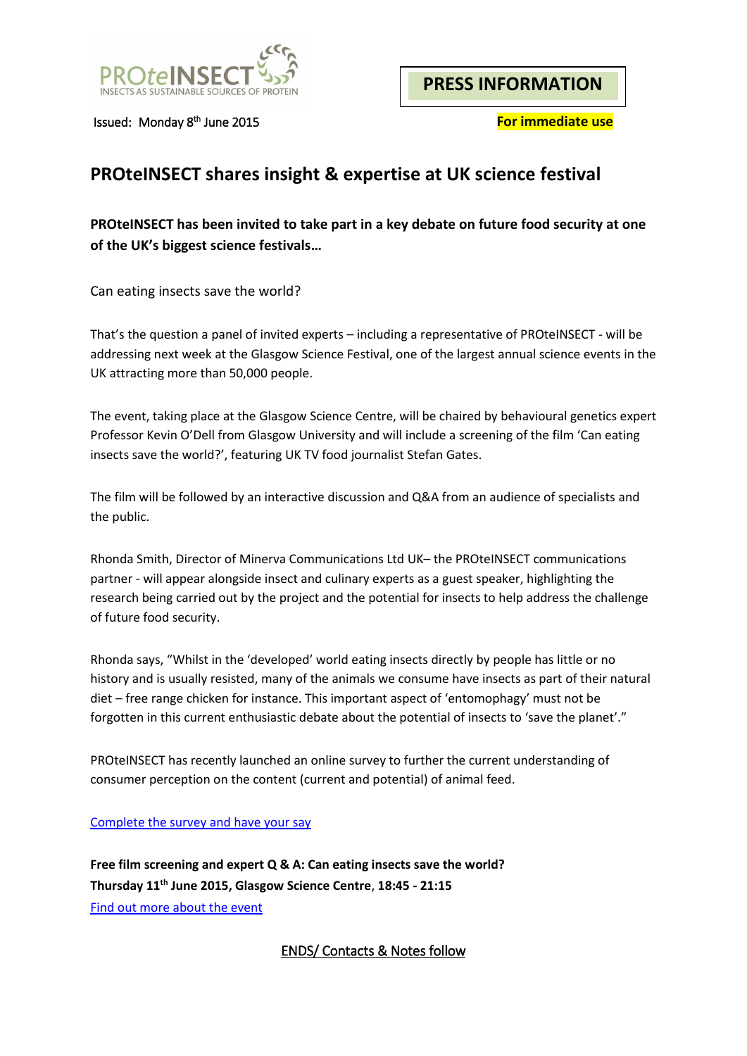PROteINSECT
INSECTS AS SUSTAINABLE SOURCES OF PROTEIN

**PRESS INFORMATION**

Issued: Monday 8th June 2015

**For immediate use**

# PROteINSECT shares insight & expertise at UK science festival

**PROteINSECT has been invited to take part in a key debate on future food security at one of the UK's biggest science festivals…**

Can eating insects save the world?

That's the question a panel of invited experts – including a representative of PROteINSECT - will be addressing next week at the Glasgow Science Festival, one of the largest annual science events in the UK attracting more than 50,000 people.

The event, taking place at the Glasgow Science Centre, will be chaired by behavioural genetics expert Professor Kevin O'Dell from Glasgow University and will include a screening of the film 'Can eating insects save the world?', featuring UK TV food journalist Stefan Gates.

The film will be followed by an interactive discussion and Q&A from an audience of specialists and the public.

Rhonda Smith, Director of Minerva Communications Ltd UK– the PROteINSECT communications partner - will appear alongside insect and culinary experts as a guest speaker, highlighting the research being carried out by the project and the potential for insects to help address the challenge of future food security.

Rhonda says, "Whilst in the 'developed' world eating insects directly by people has little or no history and is usually resisted, many of the animals we consume have insects as part of their natural diet – free range chicken for instance. This important aspect of 'entomophagy' must not be forgotten in this current enthusiastic debate about the potential of insects to 'save the planet'."

PROteINSECT has recently launched an online survey to further the current understanding of consumer perception on the content (current and potential) of animal feed.

Complete the survey and have your say

**Free film screening and expert Q & A: Can eating insects save the world?**
**Thursday 11th June 2015, Glasgow Science Centre, 18:45 - 21:15**
Find out more about the event

ENDS/ Contacts & Notes follow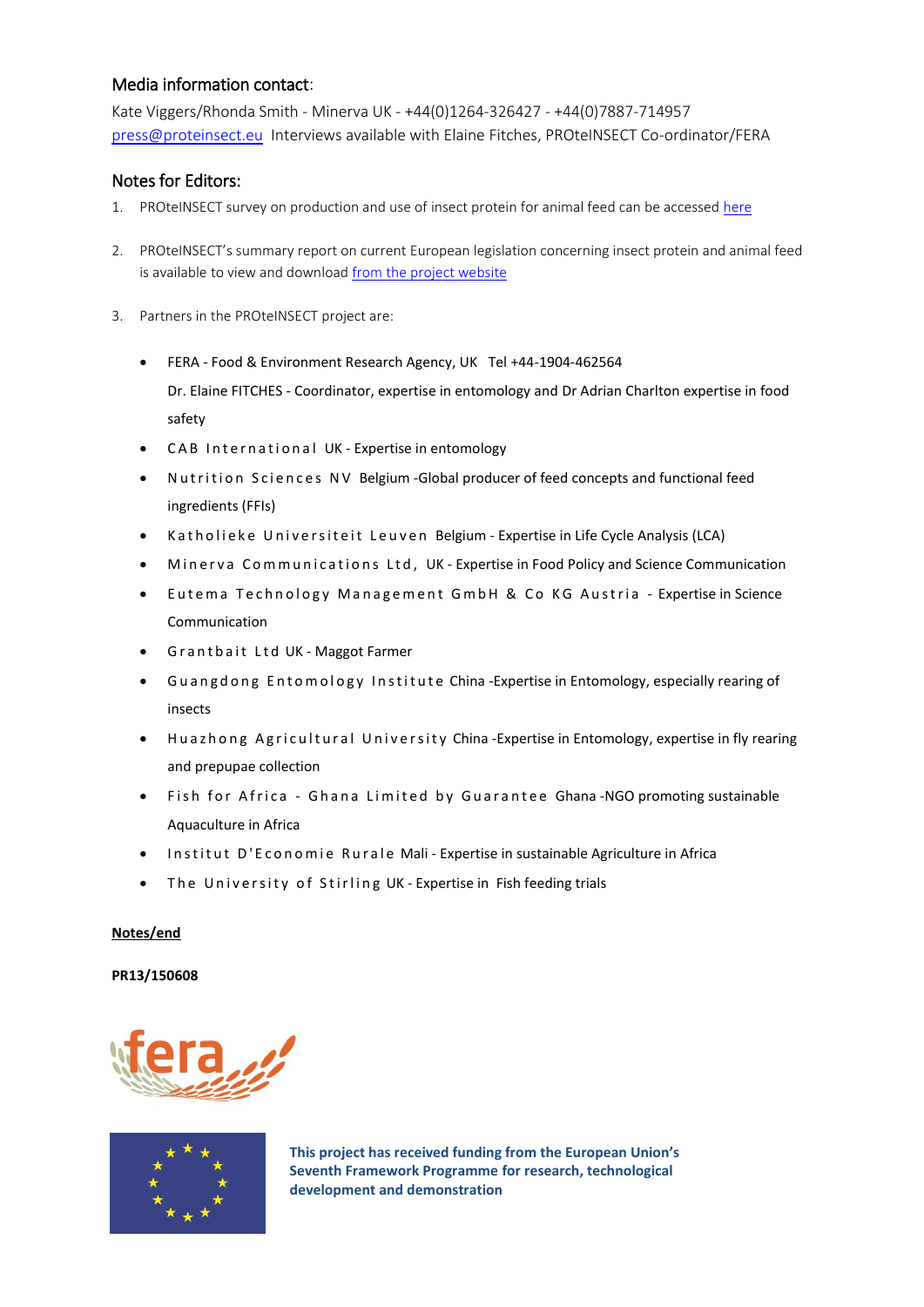## Media information contact:

Kate Viggers/Rhonda Smith - Minerva UK - +44(0)1264-326427 - +44(0)7887-714957
press@proteinsect.eu Interviews available with Elaine Fitches, PROteINSECT Co-ordinator/FERA

## Notes for Editors:

1. PROteINSECT survey on production and use of insect protein for animal feed can be accessed here

2. PROteINSECT's summary report on current European legislation concerning insect protein and animal feed is available to view and download from the project website

3. Partners in the PROteINSECT project are:

   - FERA - Food & Environment Research Agency, UK Tel +44-1904-462564
     Dr. Elaine FITCHES - Coordinator, expertise in entomology and Dr Adrian Charlton expertise in food safety
   - CAB International UK - Expertise in entomology
   - Nutrition Sciences NV Belgium -Global producer of feed concepts and functional feed ingredients (FFIs)
   - Katholieke Universiteit Leuven Belgium - Expertise in Life Cycle Analysis (LCA)
   - Minerva Communications Ltd, UK - Expertise in Food Policy and Science Communication
   - Eutema Technology Management GmbH & Co KG Austria - Expertise in Science Communication
   - Grantbait Ltd UK - Maggot Farmer
   - Guangdong Entomology Institute China -Expertise in Entomology, especially rearing of insects
   - Huazhong Agricultural University China -Expertise in Entomology, expertise in fly rearing and prepupae collection
   - Fish for Africa - Ghana Limited by Guarantee Ghana -NGO promoting sustainable Aquaculture in Africa
   - Institut D'Economie Rurale Mali - Expertise in sustainable Agriculture in Africa
   - The University of Stirling UK - Expertise in Fish feeding trials

**Notes/end**

**PR13/150608**

**This project has received funding from the European Union's Seventh Framework Programme for research, technological development and demonstration**